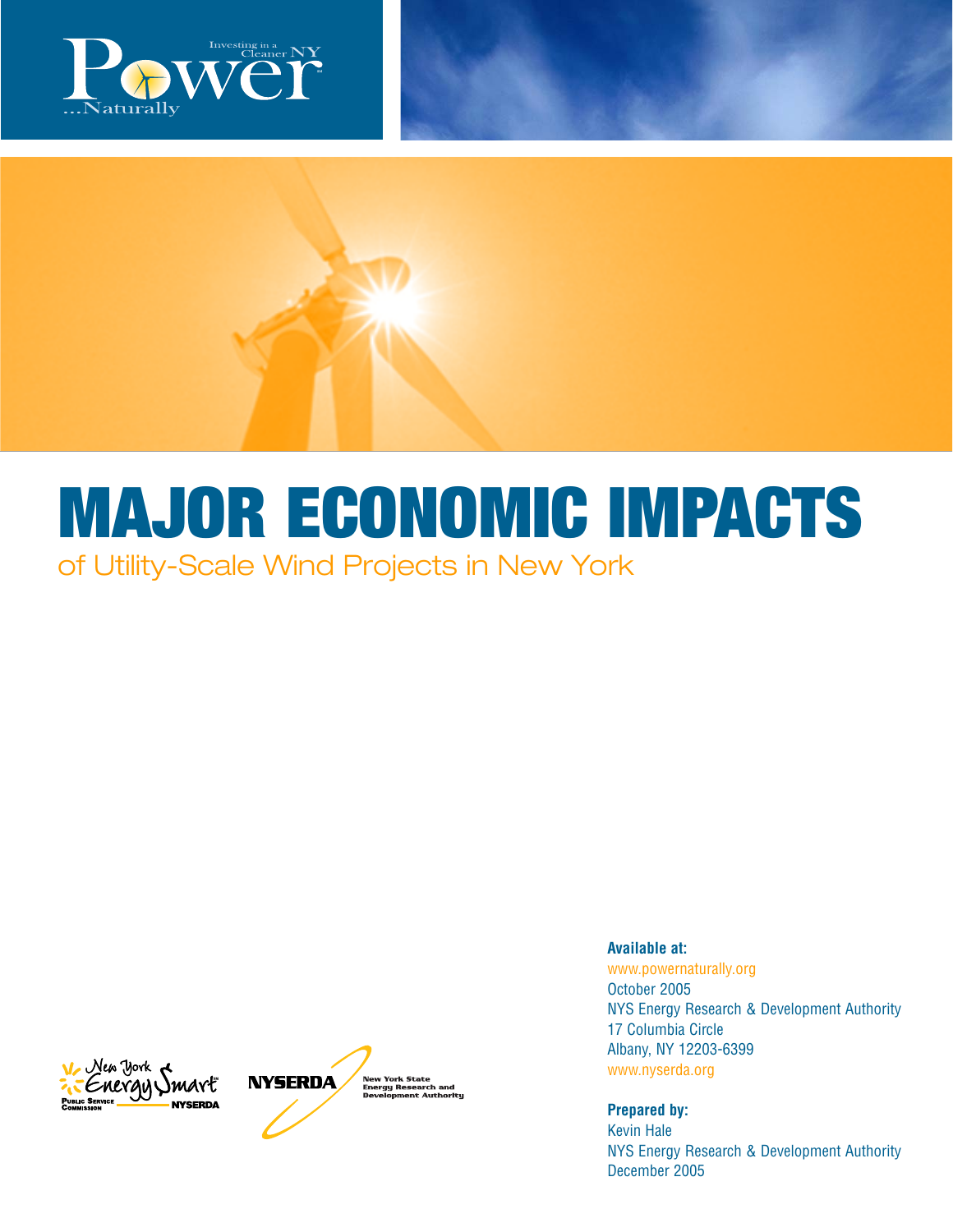# MAJOR ECONOMIC IMPACTS

## of Utility-Scale Wind Projects in New York

**Available at:**
www.powernaturally.org
October 2005
NYS Energy Research & Development Authority
17 Columbia Circle
Albany, NY 12203-6399
www.nyserda.org

**Prepared by:**
Kevin Hale
NYS Energy Research & Development Authority
December 2005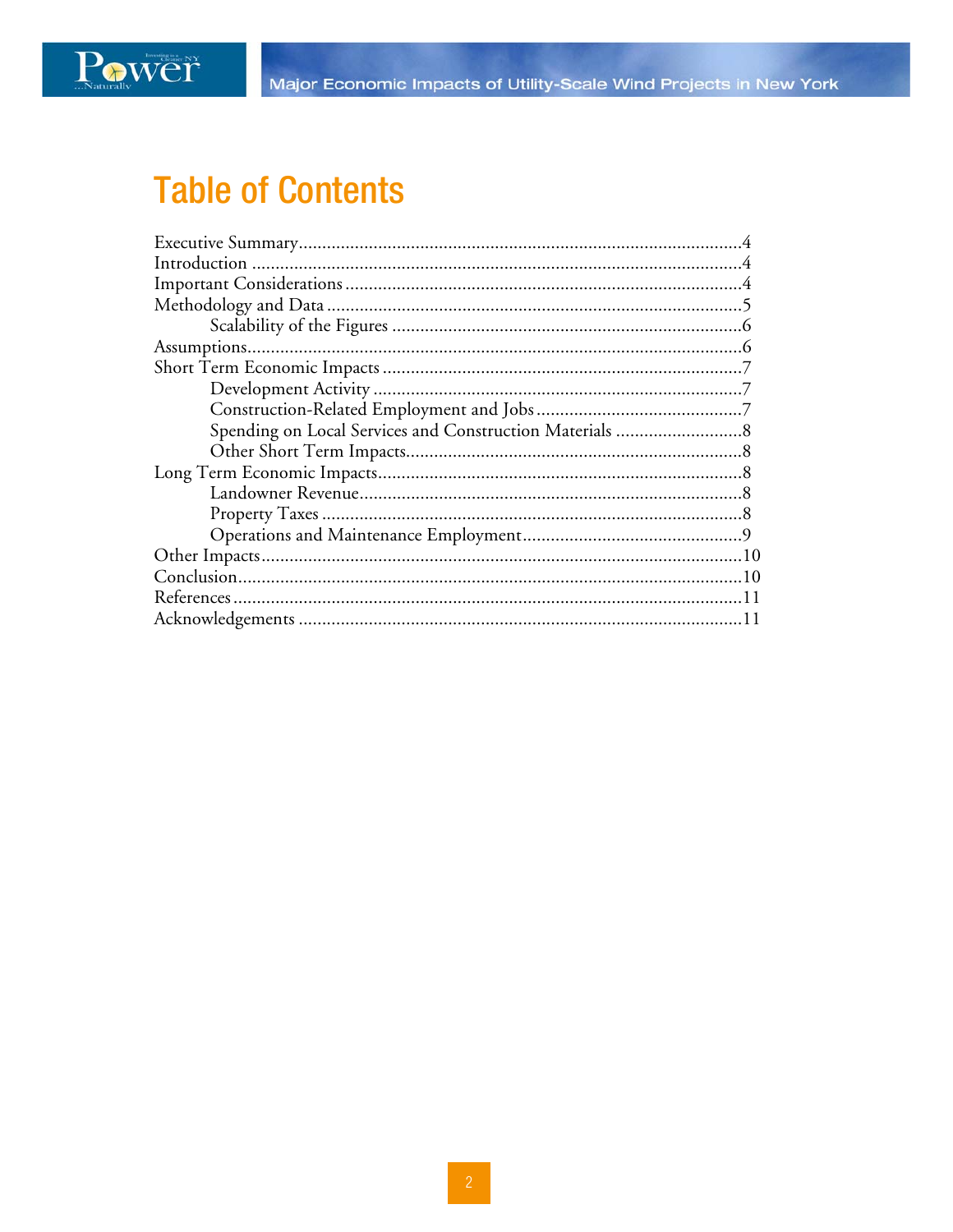# Table of Contents

Executive Summary...............................................................................................4
Introduction .........................................................................................................4
Important Considerations......................................................................................4
Methodology and Data .........................................................................................5
    Scalability of the Figures ...........................................................................6
Assumptions..........................................................................................................6
Short Term Economic Impacts .............................................................................7
    Development Activity ...............................................................................7
    Construction-Related Employment and Jobs ............................................7
    Spending on Local Services and Construction Materials ...........................8
    Other Short Term Impacts.........................................................................8
Long Term Economic Impacts..............................................................................8
    Landowner Revenue..................................................................................8
    Property Taxes ..........................................................................................8
    Operations and Maintenance Employment...............................................9
Other Impacts.......................................................................................................10
Conclusion............................................................................................................10
References.............................................................................................................11
Acknowledgements ...............................................................................................11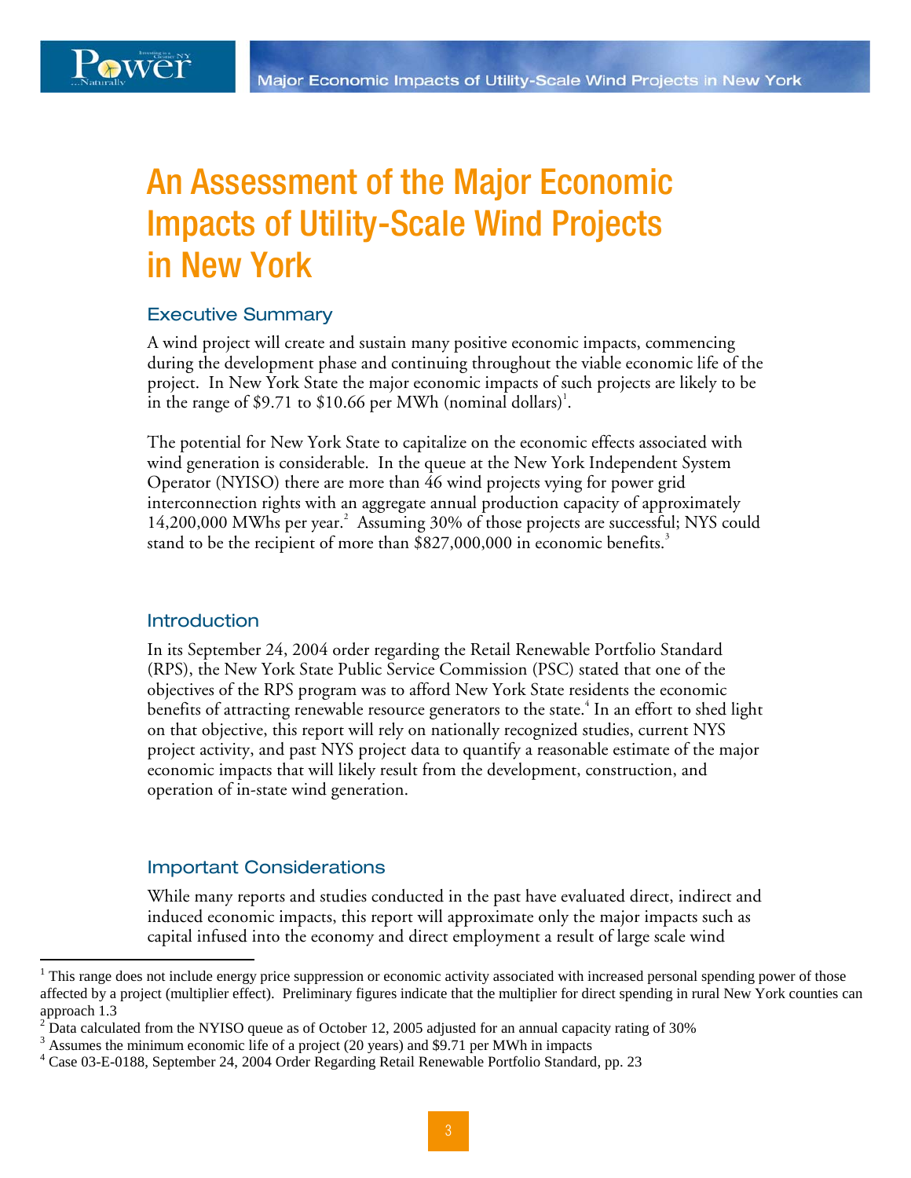# An Assessment of the Major Economic Impacts of Utility-Scale Wind Projects in New York

## Executive Summary

A wind project will create and sustain many positive economic impacts, commencing during the development phase and continuing throughout the viable economic life of the project. In New York State the major economic impacts of such projects are likely to be in the range of $9.71 to $10.66 per MWh (nominal dollars)[1].

The potential for New York State to capitalize on the economic effects associated with wind generation is considerable. In the queue at the New York Independent System Operator (NYISO) there are more than 46 wind projects vying for power grid interconnection rights with an aggregate annual production capacity of approximately 14,200,000 MWhs per year.[2] Assuming 30% of those projects are successful; NYS could stand to be the recipient of more than $827,000,000 in economic benefits.[3]

## Introduction

In its September 24, 2004 order regarding the Retail Renewable Portfolio Standard (RPS), the New York State Public Service Commission (PSC) stated that one of the objectives of the RPS program was to afford New York State residents the economic benefits of attracting renewable resource generators to the state.[4] In an effort to shed light on that objective, this report will rely on nationally recognized studies, current NYS project activity, and past NYS project data to quantify a reasonable estimate of the major economic impacts that will likely result from the development, construction, and operation of in-state wind generation.

## Important Considerations

While many reports and studies conducted in the past have evaluated direct, indirect and induced economic impacts, this report will approximate only the major impacts such as capital infused into the economy and direct employment a result of large scale wind

---

[1] This range does not include energy price suppression or economic activity associated with increased personal spending power of those affected by a project (multiplier effect). Preliminary figures indicate that the multiplier for direct spending in rural New York counties can approach 1.3

[2] Data calculated from the NYISO queue as of October 12, 2005 adjusted for an annual capacity rating of 30%

[3] Assumes the minimum economic life of a project (20 years) and $9.71 per MWh in impacts

[4] Case 03-E-0188, September 24, 2004 Order Regarding Retail Renewable Portfolio Standard, pp. 23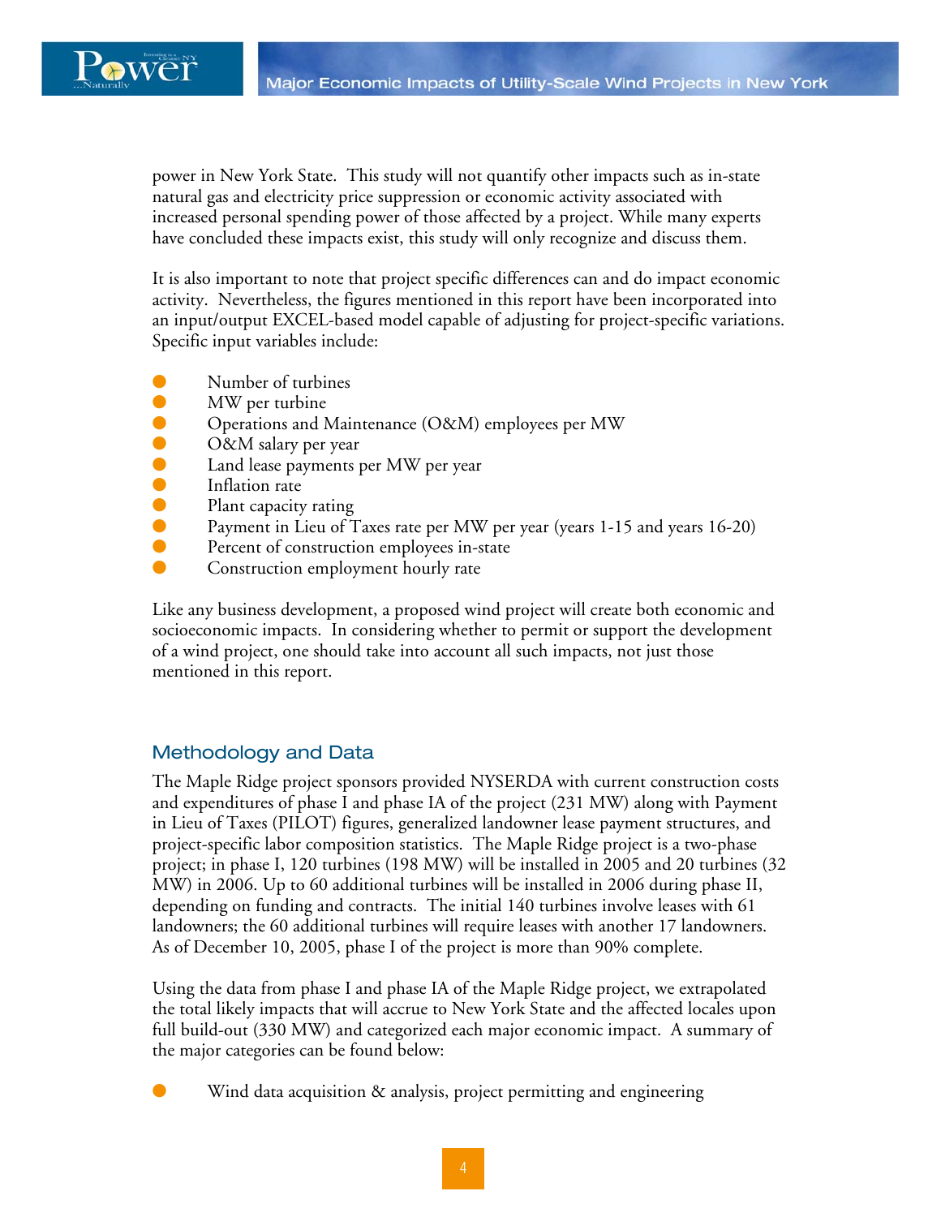power in New York State. This study will not quantify other impacts such as in-state natural gas and electricity price suppression or economic activity associated with increased personal spending power of those affected by a project. While many experts have concluded these impacts exist, this study will only recognize and discuss them.

It is also important to note that project specific differences can and do impact economic activity. Nevertheless, the figures mentioned in this report have been incorporated into an input/output EXCEL-based model capable of adjusting for project-specific variations. Specific input variables include:

- Number of turbines
- MW per turbine
- Operations and Maintenance (O&M) employees per MW
- O&M salary per year
- Land lease payments per MW per year
- Inflation rate
- Plant capacity rating
- Payment in Lieu of Taxes rate per MW per year (years 1-15 and years 16-20)
- Percent of construction employees in-state
- Construction employment hourly rate

Like any business development, a proposed wind project will create both economic and socioeconomic impacts. In considering whether to permit or support the development of a wind project, one should take into account all such impacts, not just those mentioned in this report.

## Methodology and Data

The Maple Ridge project sponsors provided NYSERDA with current construction costs and expenditures of phase I and phase IA of the project (231 MW) along with Payment in Lieu of Taxes (PILOT) figures, generalized landowner lease payment structures, and project-specific labor composition statistics. The Maple Ridge project is a two-phase project; in phase I, 120 turbines (198 MW) will be installed in 2005 and 20 turbines (32 MW) in 2006. Up to 60 additional turbines will be installed in 2006 during phase II, depending on funding and contracts. The initial 140 turbines involve leases with 61 landowners; the 60 additional turbines will require leases with another 17 landowners. As of December 10, 2005, phase I of the project is more than 90% complete.

Using the data from phase I and phase IA of the Maple Ridge project, we extrapolated the total likely impacts that will accrue to New York State and the affected locales upon full build-out (330 MW) and categorized each major economic impact. A summary of the major categories can be found below:

- Wind data acquisition & analysis, project permitting and engineering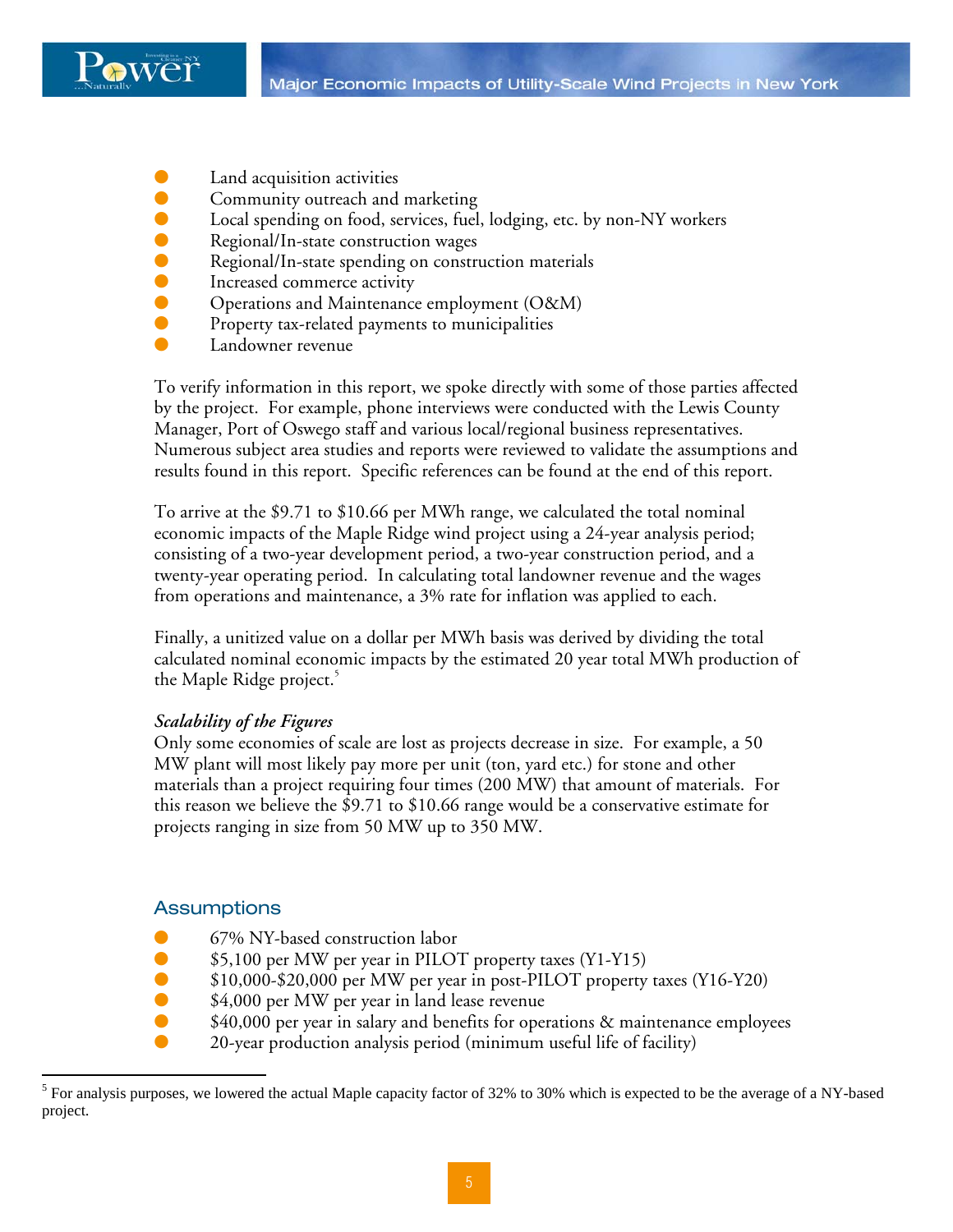- Land acquisition activities
- Community outreach and marketing
- Local spending on food, services, fuel, lodging, etc. by non-NY workers
- Regional/In-state construction wages
- Regional/In-state spending on construction materials
- Increased commerce activity
- Operations and Maintenance employment (O&M)
- Property tax-related payments to municipalities
- Landowner revenue

To verify information in this report, we spoke directly with some of those parties affected by the project. For example, phone interviews were conducted with the Lewis County Manager, Port of Oswego staff and various local/regional business representatives. Numerous subject area studies and reports were reviewed to validate the assumptions and results found in this report. Specific references can be found at the end of this report.

To arrive at the $9.71 to $10.66 per MWh range, we calculated the total nominal economic impacts of the Maple Ridge wind project using a 24-year analysis period; consisting of a two-year development period, a two-year construction period, and a twenty-year operating period. In calculating total landowner revenue and the wages from operations and maintenance, a 3% rate for inflation was applied to each.

Finally, a unitized value on a dollar per MWh basis was derived by dividing the total calculated nominal economic impacts by the estimated 20 year total MWh production of the Maple Ridge project.[5]

***Scalability of the Figures***

Only some economies of scale are lost as projects decrease in size. For example, a 50 MW plant will most likely pay more per unit (ton, yard etc.) for stone and other materials than a project requiring four times (200 MW) that amount of materials. For this reason we believe the $9.71 to $10.66 range would be a conservative estimate for projects ranging in size from 50 MW up to 350 MW.

## Assumptions

- 67% NY-based construction labor
- $5,100 per MW per year in PILOT property taxes (Y1-Y15)
- $10,000-$20,000 per MW per year in post-PILOT property taxes (Y16-Y20)
- $4,000 per MW per year in land lease revenue
- $40,000 per year in salary and benefits for operations & maintenance employees
- 20-year production analysis period (minimum useful life of facility)

[5] For analysis purposes, we lowered the actual Maple capacity factor of 32% to 30% which is expected to be the average of a NY-based project.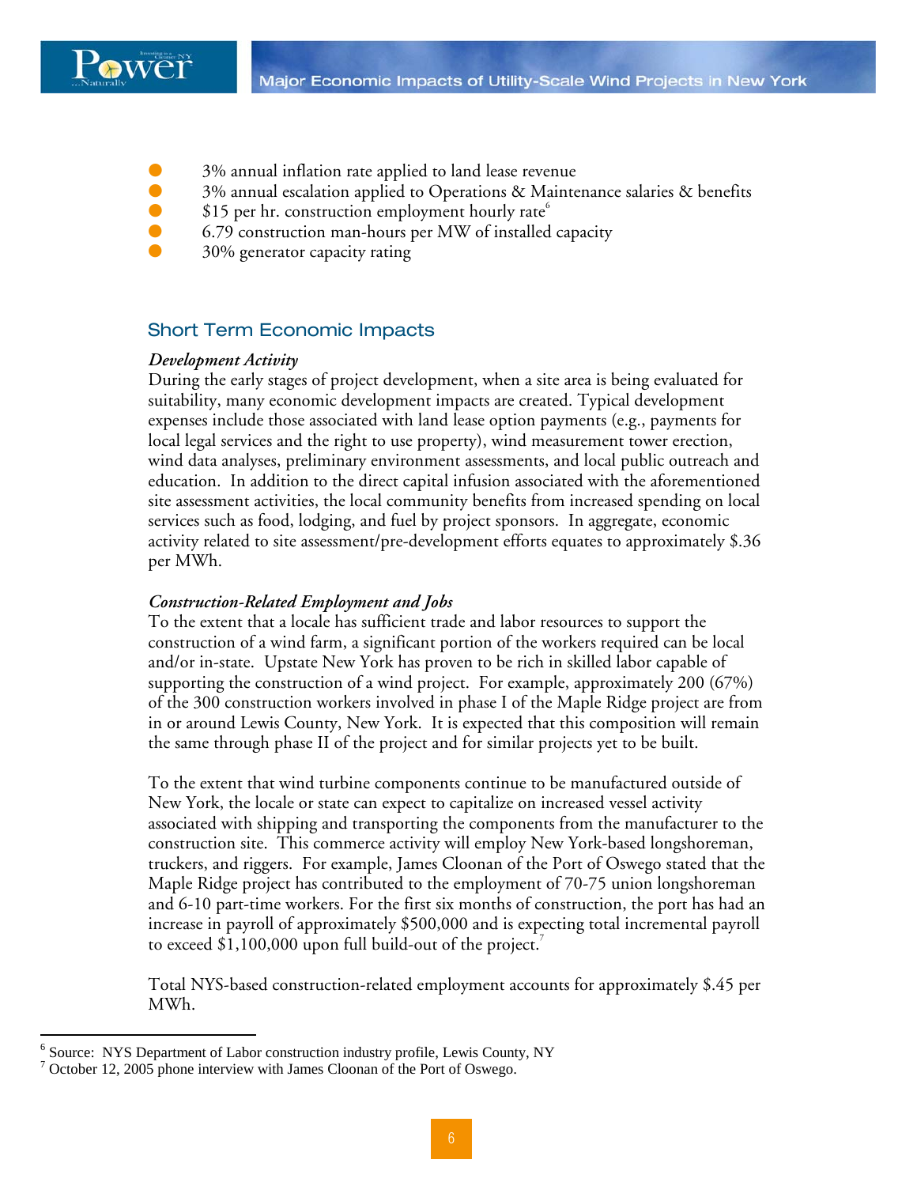- 3% annual inflation rate applied to land lease revenue
- 3% annual escalation applied to Operations & Maintenance salaries & benefits
- $15 per hr. construction employment hourly rate[6]
- 6.79 construction man-hours per MW of installed capacity
- 30% generator capacity rating

## Short Term Economic Impacts

*Development Activity*

During the early stages of project development, when a site area is being evaluated for suitability, many economic development impacts are created. Typical development expenses include those associated with land lease option payments (e.g., payments for local legal services and the right to use property), wind measurement tower erection, wind data analyses, preliminary environment assessments, and local public outreach and education. In addition to the direct capital infusion associated with the aforementioned site assessment activities, the local community benefits from increased spending on local services such as food, lodging, and fuel by project sponsors. In aggregate, economic activity related to site assessment/pre-development efforts equates to approximately $.36 per MWh.

*Construction-Related Employment and Jobs*

To the extent that a locale has sufficient trade and labor resources to support the construction of a wind farm, a significant portion of the workers required can be local and/or in-state. Upstate New York has proven to be rich in skilled labor capable of supporting the construction of a wind project. For example, approximately 200 (67%) of the 300 construction workers involved in phase I of the Maple Ridge project are from in or around Lewis County, New York. It is expected that this composition will remain the same through phase II of the project and for similar projects yet to be built.

To the extent that wind turbine components continue to be manufactured outside of New York, the locale or state can expect to capitalize on increased vessel activity associated with shipping and transporting the components from the manufacturer to the construction site. This commerce activity will employ New York-based longshoreman, truckers, and riggers. For example, James Cloonan of the Port of Oswego stated that the Maple Ridge project has contributed to the employment of 70-75 union longshoreman and 6-10 part-time workers. For the first six months of construction, the port has had an increase in payroll of approximately $500,000 and is expecting total incremental payroll to exceed $1,100,000 upon full build-out of the project.[7]

Total NYS-based construction-related employment accounts for approximately $.45 per MWh.

---

[6] Source: NYS Department of Labor construction industry profile, Lewis County, NY

[7] October 12, 2005 phone interview with James Cloonan of the Port of Oswego.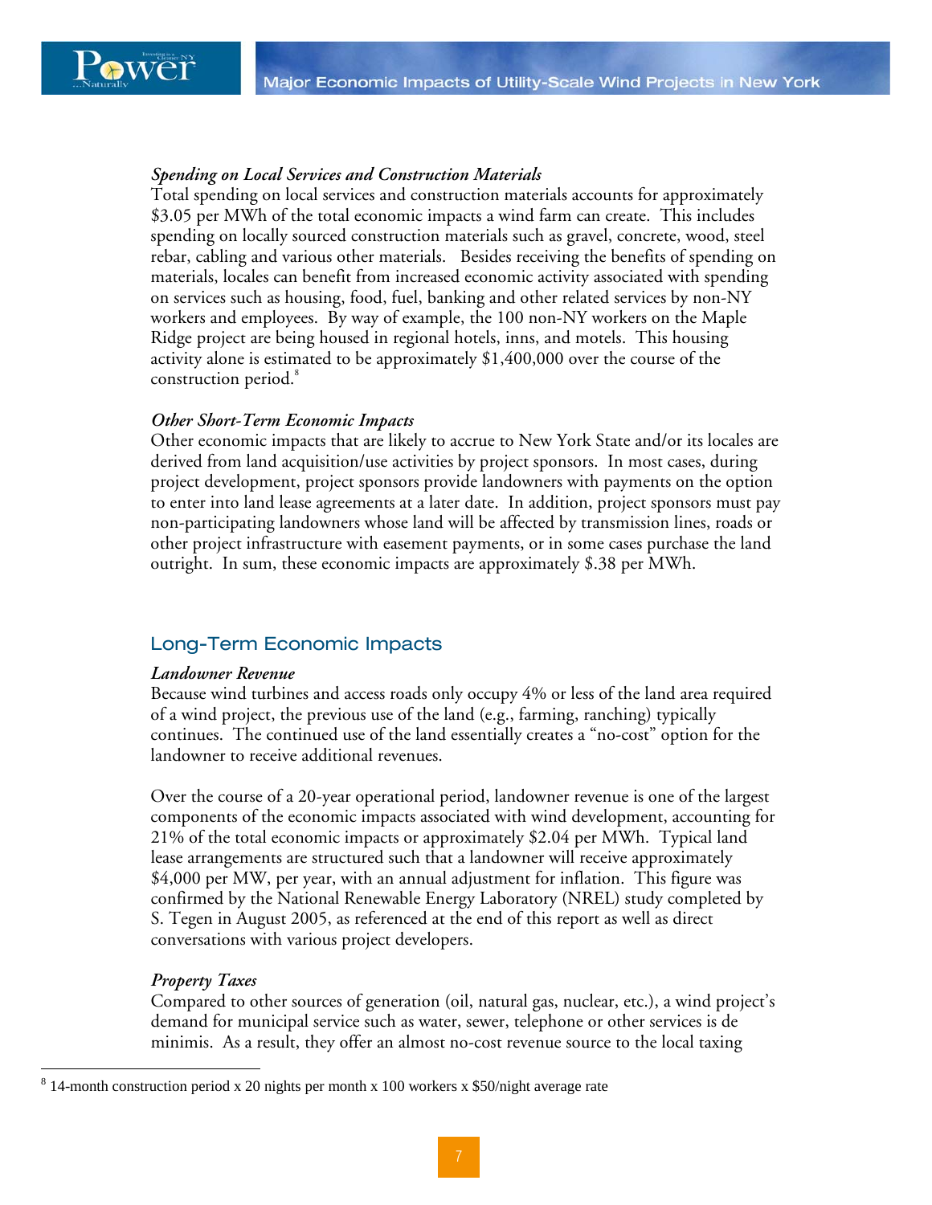*Spending on Local Services and Construction Materials*
Total spending on local services and construction materials accounts for approximately $3.05 per MWh of the total economic impacts a wind farm can create. This includes spending on locally sourced construction materials such as gravel, concrete, wood, steel rebar, cabling and various other materials. Besides receiving the benefits of spending on materials, locales can benefit from increased economic activity associated with spending on services such as housing, food, fuel, banking and other related services by non-NY workers and employees. By way of example, the 100 non-NY workers on the Maple Ridge project are being housed in regional hotels, inns, and motels. This housing activity alone is estimated to be approximately $1,400,000 over the course of the construction period.[8]

*Other Short-Term Economic Impacts*
Other economic impacts that are likely to accrue to New York State and/or its locales are derived from land acquisition/use activities by project sponsors. In most cases, during project development, project sponsors provide landowners with payments on the option to enter into land lease agreements at a later date. In addition, project sponsors must pay non-participating landowners whose land will be affected by transmission lines, roads or other project infrastructure with easement payments, or in some cases purchase the land outright. In sum, these economic impacts are approximately $.38 per MWh.

## Long-Term Economic Impacts

*Landowner Revenue*
Because wind turbines and access roads only occupy 4% or less of the land area required of a wind project, the previous use of the land (e.g., farming, ranching) typically continues. The continued use of the land essentially creates a "no-cost" option for the landowner to receive additional revenues.

Over the course of a 20-year operational period, landowner revenue is one of the largest components of the economic impacts associated with wind development, accounting for 21% of the total economic impacts or approximately $2.04 per MWh. Typical land lease arrangements are structured such that a landowner will receive approximately $4,000 per MW, per year, with an annual adjustment for inflation. This figure was confirmed by the National Renewable Energy Laboratory (NREL) study completed by S. Tegen in August 2005, as referenced at the end of this report as well as direct conversations with various project developers.

*Property Taxes*
Compared to other sources of generation (oil, natural gas, nuclear, etc.), a wind project's demand for municipal service such as water, sewer, telephone or other services is de minimis. As a result, they offer an almost no-cost revenue source to the local taxing

---

[8] 14-month construction period x 20 nights per month x 100 workers x $50/night average rate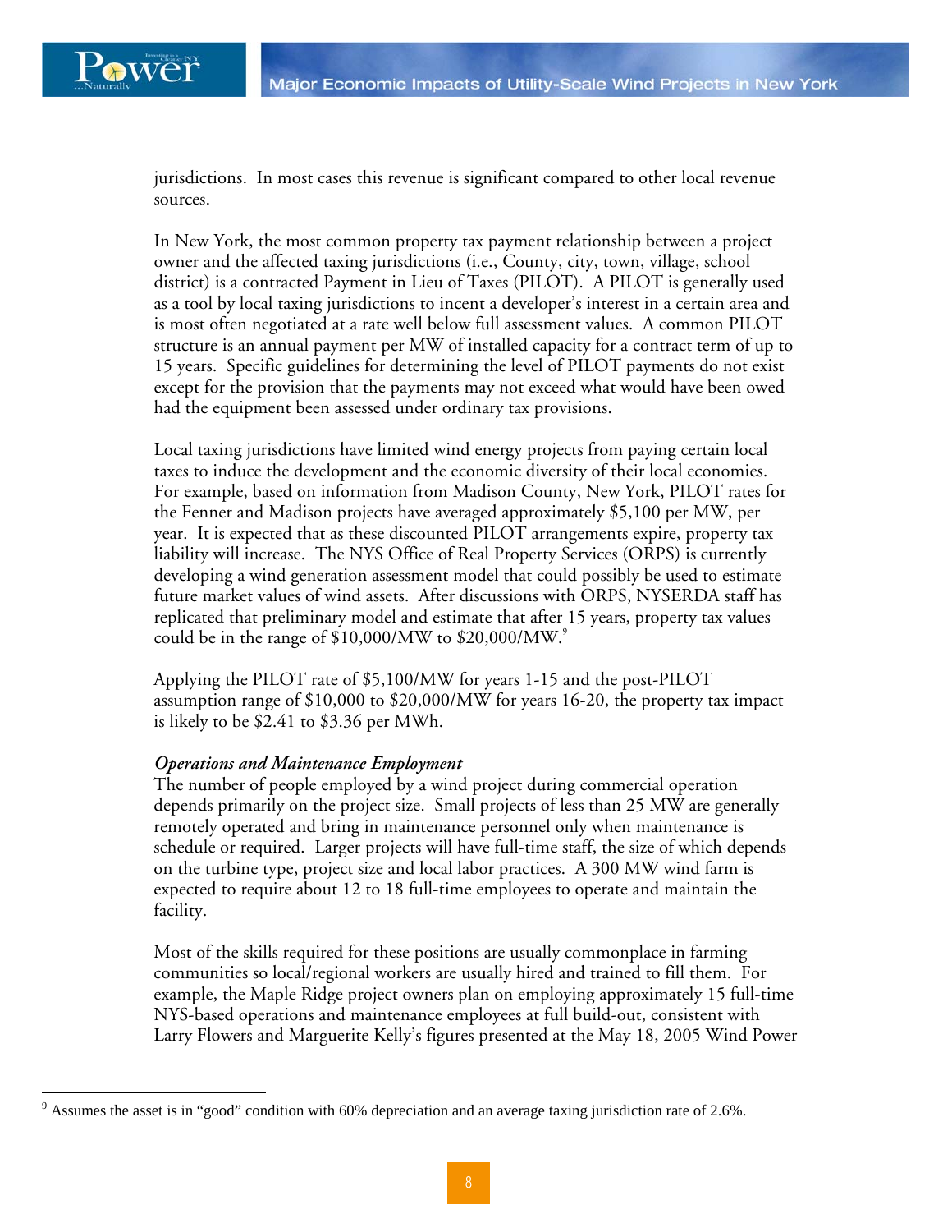jurisdictions. In most cases this revenue is significant compared to other local revenue sources.

In New York, the most common property tax payment relationship between a project owner and the affected taxing jurisdictions (i.e., County, city, town, village, school district) is a contracted Payment in Lieu of Taxes (PILOT). A PILOT is generally used as a tool by local taxing jurisdictions to incent a developer's interest in a certain area and is most often negotiated at a rate well below full assessment values. A common PILOT structure is an annual payment per MW of installed capacity for a contract term of up to 15 years. Specific guidelines for determining the level of PILOT payments do not exist except for the provision that the payments may not exceed what would have been owed had the equipment been assessed under ordinary tax provisions.

Local taxing jurisdictions have limited wind energy projects from paying certain local taxes to induce the development and the economic diversity of their local economies. For example, based on information from Madison County, New York, PILOT rates for the Fenner and Madison projects have averaged approximately $5,100 per MW, per year. It is expected that as these discounted PILOT arrangements expire, property tax liability will increase. The NYS Office of Real Property Services (ORPS) is currently developing a wind generation assessment model that could possibly be used to estimate future market values of wind assets. After discussions with ORPS, NYSERDA staff has replicated that preliminary model and estimate that after 15 years, property tax values could be in the range of $10,000/MW to $20,000/MW.[9]

Applying the PILOT rate of $5,100/MW for years 1-15 and the post-PILOT assumption range of $10,000 to $20,000/MW for years 16-20, the property tax impact is likely to be $2.41 to $3.36 per MWh.

*Operations and Maintenance Employment*

The number of people employed by a wind project during commercial operation depends primarily on the project size. Small projects of less than 25 MW are generally remotely operated and bring in maintenance personnel only when maintenance is schedule or required. Larger projects will have full-time staff, the size of which depends on the turbine type, project size and local labor practices. A 300 MW wind farm is expected to require about 12 to 18 full-time employees to operate and maintain the facility.

Most of the skills required for these positions are usually commonplace in farming communities so local/regional workers are usually hired and trained to fill them. For example, the Maple Ridge project owners plan on employing approximately 15 full-time NYS-based operations and maintenance employees at full build-out, consistent with Larry Flowers and Marguerite Kelly's figures presented at the May 18, 2005 Wind Power

---

[9] Assumes the asset is in "good" condition with 60% depreciation and an average taxing jurisdiction rate of 2.6%.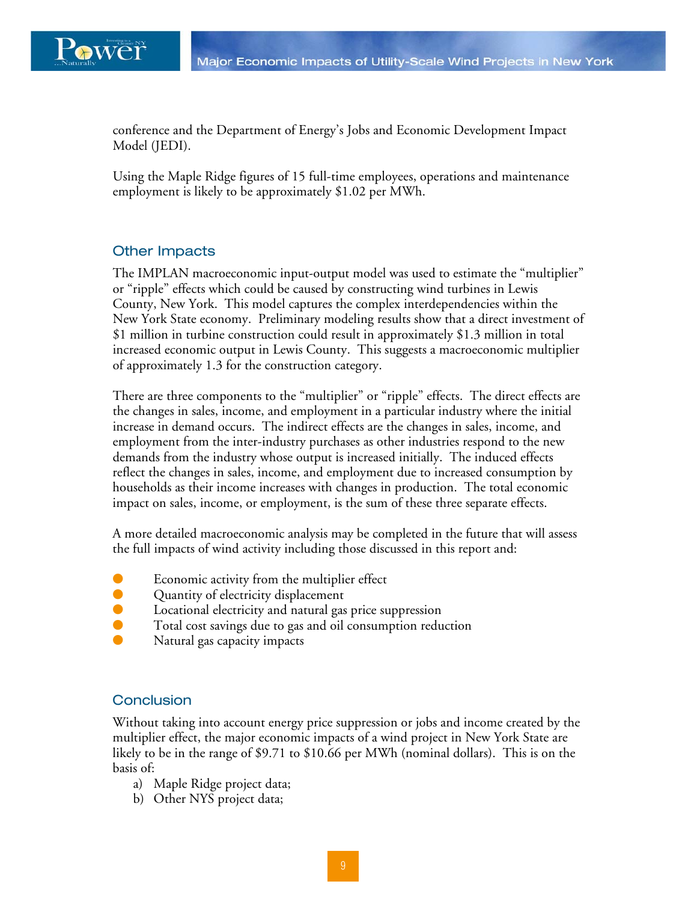conference and the Department of Energy's Jobs and Economic Development Impact Model (JEDI).

Using the Maple Ridge figures of 15 full-time employees, operations and maintenance employment is likely to be approximately $1.02 per MWh.

## Other Impacts

The IMPLAN macroeconomic input-output model was used to estimate the "multiplier" or "ripple" effects which could be caused by constructing wind turbines in Lewis County, New York. This model captures the complex interdependencies within the New York State economy. Preliminary modeling results show that a direct investment of $1 million in turbine construction could result in approximately $1.3 million in total increased economic output in Lewis County. This suggests a macroeconomic multiplier of approximately 1.3 for the construction category.

There are three components to the "multiplier" or "ripple" effects. The direct effects are the changes in sales, income, and employment in a particular industry where the initial increase in demand occurs. The indirect effects are the changes in sales, income, and employment from the inter-industry purchases as other industries respond to the new demands from the industry whose output is increased initially. The induced effects reflect the changes in sales, income, and employment due to increased consumption by households as their income increases with changes in production. The total economic impact on sales, income, or employment, is the sum of these three separate effects.

A more detailed macroeconomic analysis may be completed in the future that will assess the full impacts of wind activity including those discussed in this report and:

- Economic activity from the multiplier effect
- Quantity of electricity displacement
- Locational electricity and natural gas price suppression
- Total cost savings due to gas and oil consumption reduction
- Natural gas capacity impacts

## Conclusion

Without taking into account energy price suppression or jobs and income created by the multiplier effect, the major economic impacts of a wind project in New York State are likely to be in the range of $9.71 to $10.66 per MWh (nominal dollars). This is on the basis of:

a) Maple Ridge project data;
b) Other NYS project data;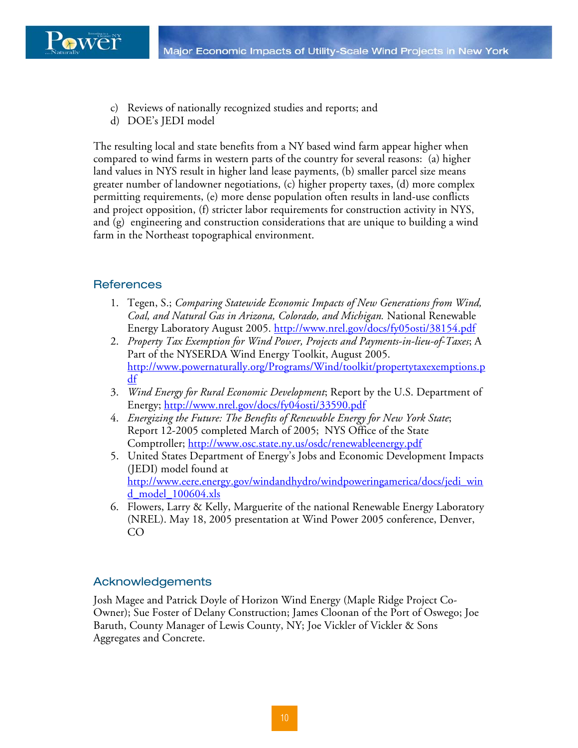c) Reviews of nationally recognized studies and reports; and
d) DOE's JEDI model

The resulting local and state benefits from a NY based wind farm appear higher when compared to wind farms in western parts of the country for several reasons: (a) higher land values in NYS result in higher land lease payments, (b) smaller parcel size means greater number of landowner negotiations, (c) higher property taxes, (d) more complex permitting requirements, (e) more dense population often results in land-use conflicts and project opposition, (f) stricter labor requirements for construction activity in NYS, and (g) engineering and construction considerations that are unique to building a wind farm in the Northeast topographical environment.

## References

1. Tegen, S.; *Comparing Statewide Economic Impacts of New Generations from Wind, Coal, and Natural Gas in Arizona, Colorado, and Michigan.* National Renewable Energy Laboratory August 2005. http://www.nrel.gov/docs/fy05osti/38154.pdf
2. *Property Tax Exemption for Wind Power, Projects and Payments-in-lieu-of-Taxes*; A Part of the NYSERDA Wind Energy Toolkit, August 2005. http://www.powernaturally.org/Programs/Wind/toolkit/propertytaxexemptions.pdf
3. *Wind Energy for Rural Economic Development*; Report by the U.S. Department of Energy; http://www.nrel.gov/docs/fy04osti/33590.pdf
4. *Energizing the Future: The Benefits of Renewable Energy for New York State*; Report 12-2005 completed March of 2005; NYS Office of the State Comptroller; http://www.osc.state.ny.us/osdc/renewableenergy.pdf
5. United States Department of Energy's Jobs and Economic Development Impacts (JEDI) model found at http://www.eere.energy.gov/windandhydro/windpoweringamerica/docs/jedi_wind_model_100604.xls
6. Flowers, Larry & Kelly, Marguerite of the national Renewable Energy Laboratory (NREL). May 18, 2005 presentation at Wind Power 2005 conference, Denver, CO

## Acknowledgements

Josh Magee and Patrick Doyle of Horizon Wind Energy (Maple Ridge Project Co-Owner); Sue Foster of Delany Construction; James Cloonan of the Port of Oswego; Joe Baruth, County Manager of Lewis County, NY; Joe Vickler of Vickler & Sons Aggregates and Concrete.